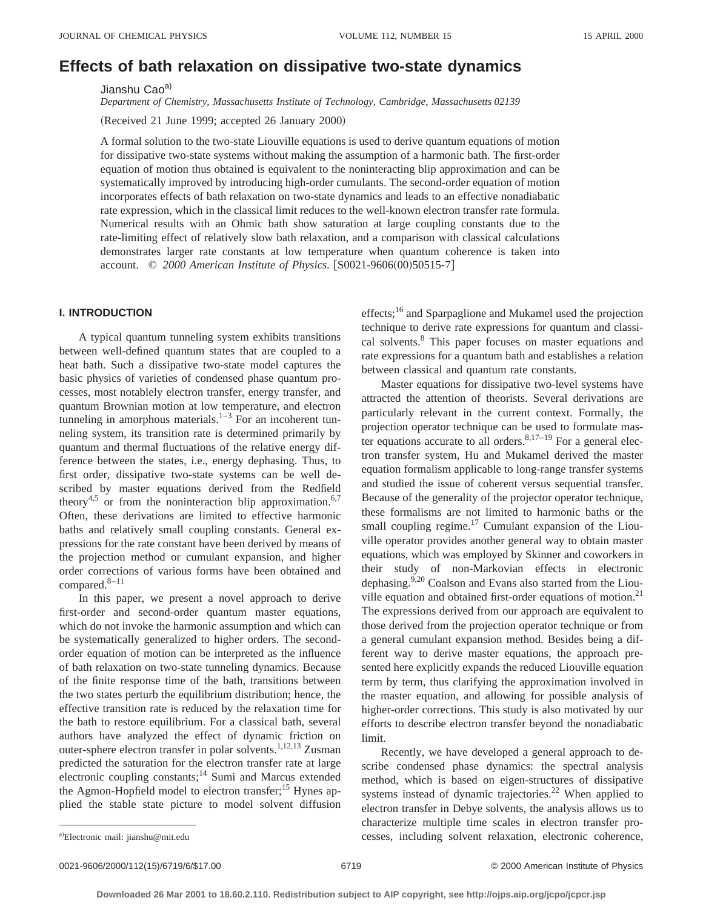# Effects of bath relaxation on dissipative two-state dynamics

Jianshu Cao[a)]

*Department of Chemistry, Massachusetts Institute of Technology, Cambridge, Massachusetts 02139*

(Received 21 June 1999; accepted 26 January 2000)

A formal solution to the two-state Liouville equations is used to derive quantum equations of motion for dissipative two-state systems without making the assumption of a harmonic bath. The first-order equation of motion thus obtained is equivalent to the noninteracting blip approximation and can be systematically improved by introducing high-order cumulants. The second-order equation of motion incorporates effects of bath relaxation on two-state dynamics and leads to an effective nonadiabatic rate expression, which in the classical limit reduces to the well-known electron transfer rate formula. Numerical results with an Ohmic bath show saturation at large coupling constants due to the rate-limiting effect of relatively slow bath relaxation, and a comparison with classical calculations demonstrates larger rate constants at low temperature when quantum coherence is taken into account. © *2000 American Institute of Physics.* [S0021-9606(00)50515-7]

## I. INTRODUCTION

A typical quantum tunneling system exhibits transitions between well-defined quantum states that are coupled to a heat bath. Such a dissipative two-state model captures the basic physics of varieties of condensed phase quantum processes, most notablely electron transfer, energy transfer, and quantum Brownian motion at low temperature, and electron tunneling in amorphous materials.[1–3] For an incoherent tunneling system, its transition rate is determined primarily by quantum and thermal fluctuations of the relative energy difference between the states, i.e., energy dephasing. Thus, to first order, dissipative two-state systems can be well described by master equations derived from the Redfield theory[4,5] or from the noninteraction blip approximation.[6,7] Often, these derivations are limited to effective harmonic baths and relatively small coupling constants. General expressions for the rate constant have been derived by means of the projection method or cumulant expansion, and higher order corrections of various forms have been obtained and compared.[8–11]

In this paper, we present a novel approach to derive first-order and second-order quantum master equations, which do not invoke the harmonic assumption and which can be systematically generalized to higher orders. The second-order equation of motion can be interpreted as the influence of bath relaxation on two-state tunneling dynamics. Because of the finite response time of the bath, transitions between the two states perturb the equilibrium distribution; hence, the effective transition rate is reduced by the relaxation time for the bath to restore equilibrium. For a classical bath, several authors have analyzed the effect of dynamic friction on outer-sphere electron transfer in polar solvents.[1,12,13] Zusman predicted the saturation for the electron transfer rate at large electronic coupling constants;[14] Sumi and Marcus extended the Agmon-Hopfield model to electron transfer;[15] Hynes applied the stable state picture to model solvent diffusion effects;[16] and Sparpaglione and Mukamel used the projection technique to derive rate expressions for quantum and classical solvents.[8] This paper focuses on master equations and rate expressions for a quantum bath and establishes a relation between classical and quantum rate constants.

Master equations for dissipative two-level systems have attracted the attention of theorists. Several derivations are particularly relevant in the current context. Formally, the projection operator technique can be used to formulate master equations accurate to all orders.[8,17–19] For a general electron transfer system, Hu and Mukamel derived the master equation formalism applicable to long-range transfer systems and studied the issue of coherent versus sequential transfer. Because of the generality of the projector operator technique, these formalisms are not limited to harmonic baths or the small coupling regime.[17] Cumulant expansion of the Liouville operator provides another general way to obtain master equations, which was employed by Skinner and coworkers in their study of non-Markovian effects in electronic dephasing.[9,20] Coalson and Evans also started from the Liouville equation and obtained first-order equations of motion.[21] The expressions derived from our approach are equivalent to those derived from the projection operator technique or from a general cumulant expansion method. Besides being a different way to derive master equations, the approach presented here explicitly expands the reduced Liouville equation term by term, thus clarifying the approximation involved in the master equation, and allowing for possible analysis of higher-order corrections. This study is also motivated by our efforts to describe electron transfer beyond the nonadiabatic limit.

Recently, we have developed a general approach to describe condensed phase dynamics: the spectral analysis method, which is based on eigen-structures of dissipative systems instead of dynamic trajectories.[22] When applied to electron transfer in Debye solvents, the analysis allows us to characterize multiple time scales in electron transfer processes, including solvent relaxation, electronic coherence,

[a)]Electronic mail: jianshu@mit.edu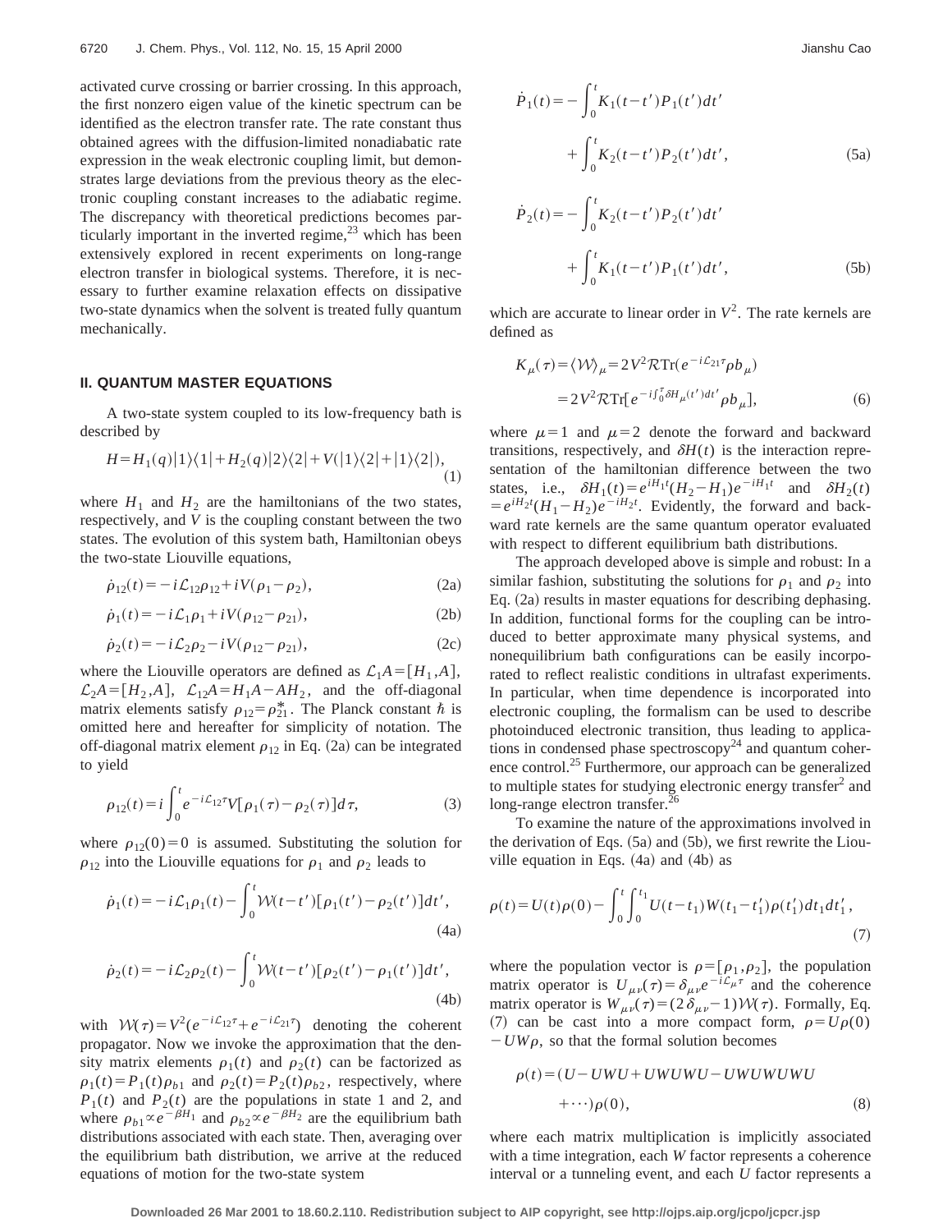activated curve crossing or barrier crossing. In this approach, the first nonzero eigen value of the kinetic spectrum can be identified as the electron transfer rate. The rate constant thus obtained agrees with the diffusion-limited nonadiabatic rate expression in the weak electronic coupling limit, but demonstrates large deviations from the previous theory as the electronic coupling constant increases to the adiabatic regime. The discrepancy with theoretical predictions becomes particularly important in the inverted regime,[23] which has been extensively explored in recent experiments on long-range electron transfer in biological systems. Therefore, it is necessary to further examine relaxation effects on dissipative two-state dynamics when the solvent is treated fully quantum mechanically.

## II. QUANTUM MASTER EQUATIONS

A two-state system coupled to its low-frequency bath is described by

$$H = H_1(q)|1\rangle\langle 1| + H_2(q)|2\rangle\langle 2| + V(|1\rangle\langle 2| + |1\rangle\langle 2|), \tag{1}$$

where $H_1$ and $H_2$ are the hamiltonians of the two states, respectively, and $V$ is the coupling constant between the two states. The evolution of this system bath, Hamiltonian obeys the two-state Liouville equations,

$$\dot{\rho}_{12}(t) = -i\mathcal{L}_{12}\rho_{12} + iV(\rho_1 - \rho_2), \tag{2a}$$

$$\dot{\rho}_1(t) = -i\mathcal{L}_1\rho_1 + iV(\rho_{12} - \rho_{21}), \tag{2b}$$

$$\dot{\rho}_2(t) = -i\mathcal{L}_2\rho_2 - iV(\rho_{12} - \rho_{21}), \tag{2c}$$

where the Liouville operators are defined as $\mathcal{L}_1 A = [H_1, A]$, $\mathcal{L}_2 A = [H_2, A]$, $\mathcal{L}_{12} A = H_1 A - A H_2$, and the off-diagonal matrix elements satisfy $\rho_{12} = \rho_{21}^*$. The Planck constant $\hbar$ is omitted here and hereafter for simplicity of notation. The off-diagonal matrix element $\rho_{12}$ in Eq. (2a) can be integrated to yield

$$\rho_{12}(t) = i\int_0^t e^{-i\mathcal{L}_{12}\tau} V[\rho_1(\tau) - \rho_2(\tau)]d\tau, \tag{3}$$

where $\rho_{12}(0) = 0$ is assumed. Substituting the solution for $\rho_{12}$ into the Liouville equations for $\rho_1$ and $\rho_2$ leads to

$$\dot{\rho}_1(t) = -i\mathcal{L}_1\rho_1(t) - \int_0^t \mathcal{W}(t-t')[\rho_1(t') - \rho_2(t')]dt', \tag{4a}$$

$$\dot{\rho}_2(t) = -i\mathcal{L}_2\rho_2(t) - \int_0^t \mathcal{W}(t-t')[\rho_2(t') - \rho_1(t')]dt', \tag{4b}$$

with $\mathcal{W}(\tau) = V^2(e^{-i\mathcal{L}_{12}\tau} + e^{-i\mathcal{L}_{21}\tau})$ denoting the coherent propagator. Now we invoke the approximation that the density matrix elements $\rho_1(t)$ and $\rho_2(t)$ can be factorized as $\rho_1(t) = P_1(t)\rho_{b1}$ and $\rho_2(t) = P_2(t)\rho_{b2}$, respectively, where $P_1(t)$ and $P_2(t)$ are the populations in state 1 and 2, and where $\rho_{b1} \propto e^{-\beta H_1}$ and $\rho_{b2} \propto e^{-\beta H_2}$ are the equilibrium bath distributions associated with each state. Then, averaging over the equilibrium bath distribution, we arrive at the reduced equations of motion for the two-state system

$$\dot{P}_1(t) = -\int_0^t K_1(t-t')P_1(t')dt' + \int_0^t K_2(t-t')P_2(t')dt', \tag{5a}$$

$$\dot{P}_2(t) = -\int_0^t K_2(t-t')P_2(t')dt' + \int_0^t K_1(t-t')P_1(t')dt', \tag{5b}$$

which are accurate to linear order in $V^2$. The rate kernels are defined as

$$\begin{aligned} K_\mu(\tau) = \langle \mathcal{W} \rangle_\mu &= 2V^2 \mathcal{R}\mathrm{Tr}(e^{-i\mathcal{L}_{21}\tau}\rho b_\mu) \\ &= 2V^2 \mathcal{R}\mathrm{Tr}[e^{-i\int_0^\tau \delta H_\mu(t')dt'}\rho b_\mu], \end{aligned} \tag{6}$$

where $\mu = 1$ and $\mu = 2$ denote the forward and backward transitions, respectively, and $\delta H(t)$ is the interaction representation of the hamiltonian difference between the two states, i.e., $\delta H_1(t) = e^{iH_1 t}(H_2 - H_1)e^{-iH_1 t}$ and $\delta H_2(t) = e^{iH_2 t}(H_1 - H_2)e^{-iH_2 t}$. Evidently, the forward and backward rate kernels are the same quantum operator evaluated with respect to different equilibrium bath distributions.

The approach developed above is simple and robust: In a similar fashion, substituting the solutions for $\rho_1$ and $\rho_2$ into Eq. (2a) results in master equations for describing dephasing. In addition, functional forms for the coupling can be introduced to better approximate many physical systems, and nonequilibrium bath configurations can be easily incorporated to reflect realistic conditions in ultrafast experiments. In particular, when time dependence is incorporated into electronic coupling, the formalism can be used to describe photoinduced electronic transition, thus leading to applications in condensed phase spectroscopy[24] and quantum coherence control.[25] Furthermore, our approach can be generalized to multiple states for studying electronic energy transfer[2] and long-range electron transfer.[26]

To examine the nature of the approximations involved in the derivation of Eqs. (5a) and (5b), we first rewrite the Liouville equation in Eqs. (4a) and (4b) as

$$\rho(t) = U(t)\rho(0) - \int_0^t \int_0^{t_1} U(t-t_1)W(t_1 - t_1')\rho(t_1')dt_1 dt_1', \tag{7}$$

where the population vector is $\rho = [\rho_1, \rho_2]$, the population matrix operator is $U_{\mu\nu}(\tau) = \delta_{\mu\nu}e^{-i\mathcal{L}_\mu \tau}$ and the coherence matrix operator is $W_{\mu\nu}(\tau) = (2\delta_{\mu\nu} - 1)\mathcal{W}(\tau)$. Formally, Eq. (7) can be cast into a more compact form, $\rho = U\rho(0) - UW\rho$, so that the formal solution becomes

$$\rho(t) = (U - UWU + UWUWU - UWUWUWU + \cdots)\rho(0), \tag{8}$$

where each matrix multiplication is implicitly associated with a time integration, each $W$ factor represents a coherence interval or a tunneling event, and each $U$ factor represents a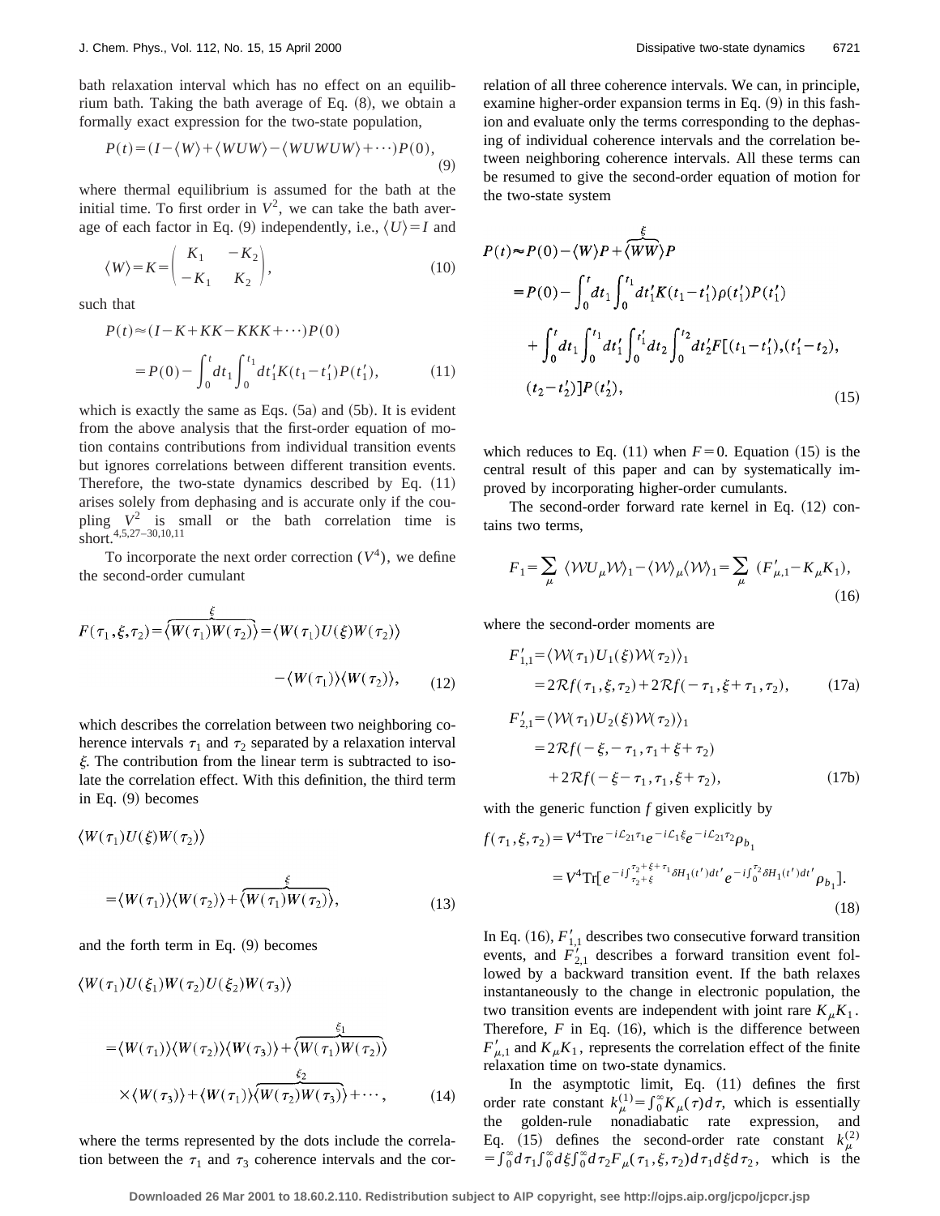bath relaxation interval which has no effect on an equilibrium bath. Taking the bath average of Eq. (8), we obtain a formally exact expression for the two-state population,

$$P(t)=(I-\langle W\rangle+\langle WUW\rangle-\langle WUWUW\rangle+\cdots)P(0), \tag{9}$$

where thermal equilibrium is assumed for the bath at the initial time. To first order in $V^2$, we can take the bath average of each factor in Eq. (9) independently, i.e., $\langle U\rangle=I$ and

$$\langle W\rangle=K=\begin{pmatrix} K_1 & -K_2 \\ -K_1 & K_2 \end{pmatrix}, \tag{10}$$

such that

$$\begin{aligned} P(t)&\approx(I-K+KK-KKK+\cdots)P(0) \\ &=P(0)-\int_0^t dt_1\int_0^{t_1}dt_1' K(t_1-t_1')P(t_1'), \end{aligned} \tag{11}$$

which is exactly the same as Eqs. (5a) and (5b). It is evident from the above analysis that the first-order equation of motion contains contributions from individual transition events but ignores correlations between different transition events. Therefore, the two-state dynamics described by Eq. (11) arises solely from dephasing and is accurate only if the coupling $V^2$ is small or the bath correlation time is short.[4,5,27–30,10,11]

To incorporate the next order correction ($V^4$), we define the second-order cumulant

$$F(\tau_1,\xi,\tau_2)=\overbrace{\langle W(\tau_1)W(\tau_2)\rangle}^{\xi}=\langle W(\tau_1)U(\xi)W(\tau_2)\rangle -\langle W(\tau_1)\rangle\langle W(\tau_2)\rangle, \tag{12}$$

which describes the correlation between two neighboring coherence intervals $\tau_1$ and $\tau_2$ separated by a relaxation interval $\xi$. The contribution from the linear term is subtracted to isolate the correlation effect. With this definition, the third term in Eq. (9) becomes

$$\langle W(\tau_1)U(\xi)W(\tau_2)\rangle =\langle W(\tau_1)\rangle\langle W(\tau_2)\rangle+\overbrace{\langle W(\tau_1)W(\tau_2)\rangle}^{\xi}, \tag{13}$$

and the forth term in Eq. (9) becomes

$$\begin{aligned} &\langle W(\tau_1)U(\xi_1)W(\tau_2)U(\xi_2)W(\tau_3)\rangle \\ &=\langle W(\tau_1)\rangle\langle W(\tau_2)\rangle\langle W(\tau_3)\rangle+\overbrace{\langle W(\tau_1)W(\tau_2)\rangle}^{\xi_1} \\ &\quad\times\langle W(\tau_3)\rangle+\langle W(\tau_1)\rangle\overbrace{\langle W(\tau_2)W(\tau_3)\rangle}^{\xi_2}+\cdots, \end{aligned} \tag{14}$$

where the terms represented by the dots include the correlation between the $\tau_1$ and $\tau_3$ coherence intervals and the correlation of all three coherence intervals. We can, in principle, examine higher-order expansion terms in Eq. (9) in this fashion and evaluate only the terms corresponding to the dephasing of individual coherence intervals and the correlation between neighboring coherence intervals. All these terms can be resumed to give the second-order equation of motion for the two-state system

$$\begin{aligned} P(t)&\approx P(0)-\langle W\rangle P+\overbrace{\langle WW\rangle}^{\xi}P \\ &=P(0)-\int_0^t dt_1\int_0^{t_1}dt_1' K(t_1-t_1')\rho(t_1')P(t_1') \\ &\quad+\int_0^t dt_1\int_0^{t_1}dt_1'\int_0^{t_1'}dt_2\int_0^{t_2}dt_2' F[(t_1-t_1'),(t_1'-t_2), \\ &\quad(t_2-t_2')]P(t_2'), \end{aligned} \tag{15}$$

which reduces to Eq. (11) when $F=0$. Equation (15) is the central result of this paper and can by systematically improved by incorporating higher-order cumulants.

The second-order forward rate kernel in Eq. (12) contains two terms,

$$F_1=\sum_\mu \langle \mathcal{W}U_\mu\mathcal{W}\rangle_1-\langle\mathcal{W}\rangle_\mu\langle\mathcal{W}\rangle_1=\sum_\mu (F'_{\mu,1}-K_\mu K_1), \tag{16}$$

where the second-order moments are

$$\begin{aligned} F'_{1,1}&=\langle\mathcal{W}(\tau_1)U_1(\xi)\mathcal{W}(\tau_2)\rangle_1 \\ &=2\mathcal{R}f(\tau_1,\xi,\tau_2)+2\mathcal{R}f(-\tau_1,\xi+\tau_1,\tau_2), \end{aligned} \tag{17a}$$

$$\begin{aligned} F'_{2,1}&=\langle\mathcal{W}(\tau_1)U_2(\xi)\mathcal{W}(\tau_2)\rangle_1 \\ &=2\mathcal{R}f(-\xi,-\tau_1,\tau_1+\xi+\tau_2) \\ &\quad+2\mathcal{R}f(-\xi-\tau_1,\tau_1,\xi+\tau_2), \end{aligned} \tag{17b}$$

with the generic function $f$ given explicitly by

$$\begin{aligned} f(\tau_1,\xi,\tau_2)&=V^4\mathrm{Tr}e^{-i\mathcal{L}_{21}\tau_1}e^{-i\mathcal{L}_1\xi}e^{-i\mathcal{L}_{21}\tau_2}\rho_{b_1} \\ &=V^4\mathrm{Tr}[e^{-i\int_{\tau_2+\xi}^{\tau_2+\xi+\tau_1}\delta H_1(t')dt'}e^{-i\int_0^{\tau_2}\delta H_1(t')dt'}\rho_{b_1}]. \end{aligned} \tag{18}$$

In Eq. (16), $F'_{1,1}$ describes two consecutive forward transition events, and $F'_{2,1}$ describes a forward transition event followed by a backward transition event. If the bath relaxes instantaneously to the change in electronic population, the two transition events are independent with joint rare $K_\mu K_1$. Therefore, $F$ in Eq. (16), which is the difference between $F'_{\mu,1}$ and $K_\mu K_1$, represents the correlation effect of the finite relaxation time on two-state dynamics.

In the asymptotic limit, Eq. (11) defines the first order rate constant $k_\mu^{(1)}=\int_0^\infty K_\mu(\tau)d\tau$, which is essentially the golden-rule nonadiabatic rate expression, and Eq. (15) defines the second-order rate constant $k_\mu^{(2)}=\int_0^\infty d\tau_1\int_0^\infty d\xi\int_0^\infty d\tau_2 F_\mu(\tau_1,\xi,\tau_2)d\tau_1 d\xi d\tau_2$, which is the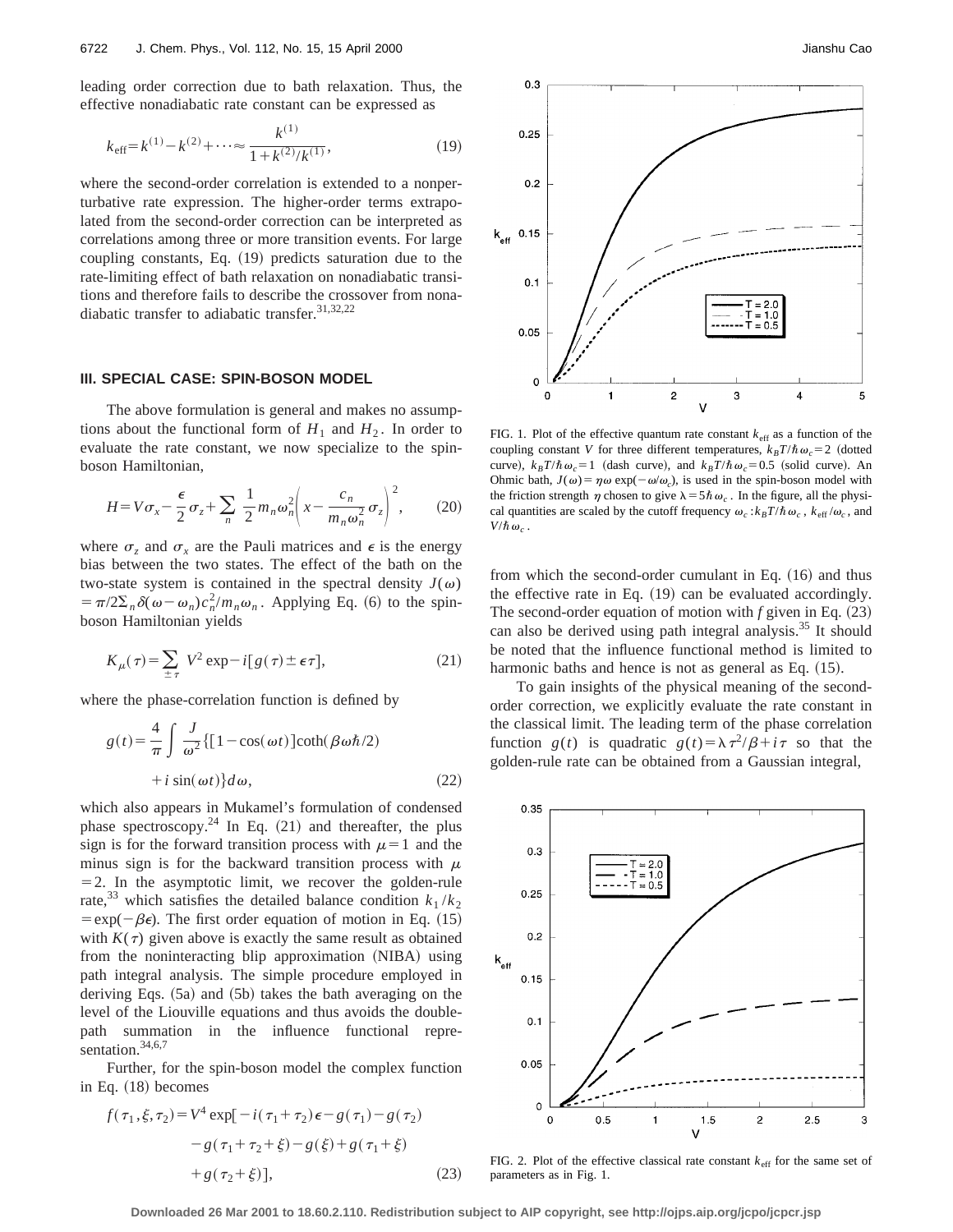leading order correction due to bath relaxation. Thus, the effective nonadiabatic rate constant can be expressed as

$$k_{\text{eff}} = k^{(1)} - k^{(2)} + \cdots \approx \frac{k^{(1)}}{1 + k^{(2)}/k^{(1)}}, \tag{19}$$

where the second-order correlation is extended to a nonperturbative rate expression. The higher-order terms extrapolated from the second-order correction can be interpreted as correlations among three or more transition events. For large coupling constants, Eq. (19) predicts saturation due to the rate-limiting effect of bath relaxation on nonadiabatic transitions and therefore fails to describe the crossover from nonadiabatic transfer to adiabatic transfer.[31,32,22]

## III. SPECIAL CASE: SPIN-BOSON MODEL

The above formulation is general and makes no assumptions about the functional form of $H_1$ and $H_2$. In order to evaluate the rate constant, we now specialize to the spin-boson Hamiltonian,

$$H = V\sigma_x - \frac{\epsilon}{2}\sigma_z + \sum_n \frac{1}{2} m_n \omega_n^2 \left( x - \frac{c_n}{m_n \omega_n^2} \sigma_z \right)^2, \tag{20}$$

where $\sigma_z$ and $\sigma_x$ are the Pauli matrices and $\epsilon$ is the energy bias between the two states. The effect of the bath on the two-state system is contained in the spectral density $J(\omega) = \pi/2 \Sigma_n \delta(\omega - \omega_n) c_n^2 / m_n \omega_n$. Applying Eq. (6) to the spin-boson Hamiltonian yields

$$K_\mu(\tau) = \sum_{\pm\tau} V^2 \exp - i[g(\tau) \pm \epsilon\tau], \tag{21}$$

where the phase-correlation function is defined by

$$g(t) = \frac{4}{\pi} \int \frac{J}{\omega^2} \{[1 - \cos(\omega t)] \coth(\beta\omega\hbar/2) + i \sin(\omega t)\} d\omega, \tag{22}$$

which also appears in Mukamel's formulation of condensed phase spectroscopy.[24] In Eq. (21) and thereafter, the plus sign is for the forward transition process with $\mu = 1$ and the minus sign is for the backward transition process with $\mu = 2$. In the asymptotic limit, we recover the golden-rule rate,[33] which satisfies the detailed balance condition $k_1/k_2 = \exp(-\beta\epsilon)$. The first order equation of motion in Eq. (15) with $K(\tau)$ given above is exactly the same result as obtained from the noninteracting blip approximation (NIBA) using path integral analysis. The simple procedure employed in deriving Eqs. (5a) and (5b) takes the bath averaging on the level of the Liouville equations and thus avoids the double-path summation in the influence functional representation.[34,6,7]

Further, for the spin-boson model the complex function in Eq. (18) becomes

$$\begin{aligned} f(\tau_1, \xi, \tau_2) = V^4 \exp[& -i(\tau_1 + \tau_2)\epsilon - g(\tau_1) - g(\tau_2) \\ & - g(\tau_1 + \tau_2 + \xi) - g(\xi) + g(\tau_1 + \xi) \\ & + g(\tau_2 + \xi)], \end{aligned} \tag{23}$$

FIG. 1. Plot of the effective quantum rate constant $k_{\text{eff}}$ as a function of the coupling constant $V$ for three different temperatures, $k_B T/\hbar\omega_c = 2$ (dotted curve), $k_B T/\hbar\omega_c = 1$ (dash curve), and $k_B T/\hbar\omega_c = 0.5$ (solid curve). An Ohmic bath, $J(\omega) = \eta\omega \exp(-\omega/\omega_c)$, is used in the spin-boson model with the friction strength $\eta$ chosen to give $\lambda = 5\hbar\omega_c$. In the figure, all the physical quantities are scaled by the cutoff frequency $\omega_c$: $k_B T/\hbar\omega_c$, $k_{\text{eff}}/\omega_c$, and $V/\hbar\omega_c$.

from which the second-order cumulant in Eq. (16) and thus the effective rate in Eq. (19) can be evaluated accordingly. The second-order equation of motion with $f$ given in Eq. (23) can also be derived using path integral analysis.[35] It should be noted that the influence functional method is limited to harmonic baths and hence is not as general as Eq. (15).

To gain insights of the physical meaning of the second-order correction, we explicitly evaluate the rate constant in the classical limit. The leading term of the phase correlation function $g(t)$ is quadratic $g(t) = \lambda\tau^2/\beta + i\tau$ so that the golden-rule rate can be obtained from a Gaussian integral,

FIG. 2. Plot of the effective classical rate constant $k_{\text{eff}}$ for the same set of parameters as in Fig. 1.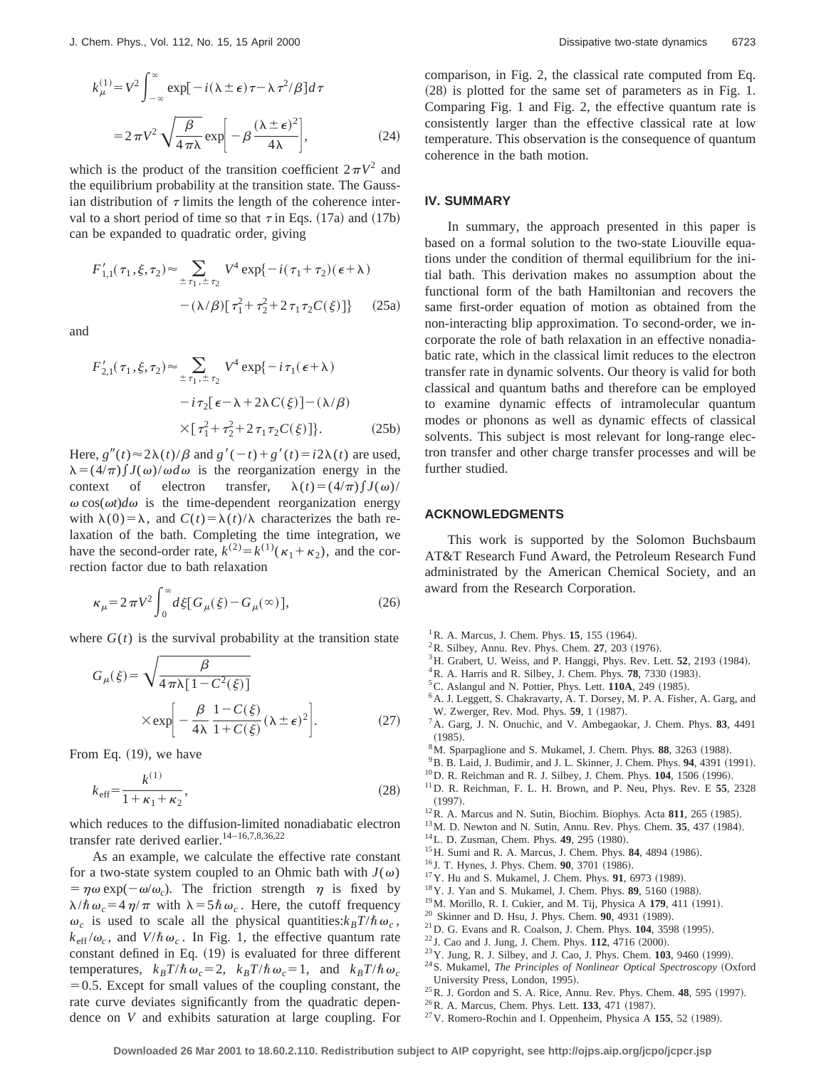$$k_{\mu}^{(1)} = V^2 \int_{-\infty}^{\infty} \exp[-i(\lambda \pm \epsilon)\tau - \lambda \tau^2/\beta] d\tau$$

$$= 2\pi V^2 \sqrt{\frac{\beta}{4\pi\lambda}} \exp\left[-\beta \frac{(\lambda \pm \epsilon)^2}{4\lambda}\right], \tag{24}$$

which is the product of the transition coefficient $2\pi V^2$ and the equilibrium probability at the transition state. The Gaussian distribution of $\tau$ limits the length of the coherence interval to a short period of time so that $\tau$ in Eqs. (17a) and (17b) can be expanded to quadratic order, giving

$$F'_{1,1}(\tau_1, \xi, \tau_2) \approx \sum_{\pm\tau_1, \pm\tau_2} V^4 \exp\{-i(\tau_1 + \tau_2)(\epsilon + \lambda) - (\lambda/\beta)[\tau_1^2 + \tau_2^2 + 2\tau_1\tau_2 C(\xi)]\} \tag{25a}$$

and

$$F'_{2,1}(\tau_1, \xi, \tau_2) \approx \sum_{\pm\tau_1, \pm\tau_2} V^4 \exp\{-i\tau_1(\epsilon + \lambda) - i\tau_2[\epsilon - \lambda + 2\lambda C(\xi)] - (\lambda/\beta) \times [\tau_1^2 + \tau_2^2 + 2\tau_1\tau_2 C(\xi)]\}. \tag{25b}$$

Here, $g''(t) \approx 2\lambda(t)/\beta$ and $g'(-t) + g'(t) = i2\lambda(t)$ are used, $\lambda = (4/\pi)\int J(\omega)/\omega d\omega$ is the reorganization energy in the context of electron transfer, $\lambda(t) = (4/\pi)\int J(\omega)/\omega \cos(\omega t) d\omega$ is the time-dependent reorganization energy with $\lambda(0) = \lambda$, and $C(t) = \lambda(t)/\lambda$ characterizes the bath relaxation of the bath. Completing the time integration, we have the second-order rate, $k^{(2)} = k^{(1)}(\kappa_1 + \kappa_2)$, and the correction factor due to bath relaxation

$$\kappa_{\mu} = 2\pi V^2 \int_0^{\infty} d\xi [G_{\mu}(\xi) - G_{\mu}(\infty)], \tag{26}$$

where $G(t)$ is the survival probability at the transition state

$$G_{\mu}(\xi) = \sqrt{\frac{\beta}{4\pi\lambda[1 - C^2(\xi)]}} \times \exp\left[-\frac{\beta}{4\lambda} \frac{1 - C(\xi)}{1 + C(\xi)} (\lambda \pm \epsilon)^2\right]. \tag{27}$$

From Eq. (19), we have

$$k_{\text{eff}} = \frac{k^{(1)}}{1 + \kappa_1 + \kappa_2}, \tag{28}$$

which reduces to the diffusion-limited nonadiabatic electron transfer rate derived earlier.[14–16,7,8,36,22]

As an example, we calculate the effective rate constant for a two-state system coupled to an Ohmic bath with $J(\omega) = \eta\omega \exp(-\omega/\omega_c)$. The friction strength $\eta$ is fixed by $\lambda/\hbar\omega_c = 4\eta/\pi$ with $\lambda = 5\hbar\omega_c$. Here, the cutoff frequency $\omega_c$ is used to scale all the physical quantities: $k_B T/\hbar\omega_c$, $k_{\text{eff}}/\omega_c$, and $V/\hbar\omega_c$. In Fig. 1, the effective quantum rate constant defined in Eq. (19) is evaluated for three different temperatures, $k_B T/\hbar\omega_c = 2$, $k_B T/\hbar\omega_c = 1$, and $k_B T/\hbar\omega_c = 0.5$. Except for small values of the coupling constant, the rate curve deviates significantly from the quadratic dependence on $V$ and exhibits saturation at large coupling. For comparison, in Fig. 2, the classical rate computed from Eq. (28) is plotted for the same set of parameters as in Fig. 1. Comparing Fig. 1 and Fig. 2, the effective quantum rate is consistently larger than the effective classical rate at low temperature. This observation is the consequence of quantum coherence in the bath motion.

## IV. SUMMARY

In summary, the approach presented in this paper is based on a formal solution to the two-state Liouville equations under the condition of thermal equilibrium for the initial bath. This derivation makes no assumption about the functional form of the bath Hamiltonian and recovers the same first-order equation of motion as obtained from the non-interacting blip approximation. To second-order, we incorporate the role of bath relaxation in an effective nonadiabatic rate, which in the classical limit reduces to the electron transfer rate in dynamic solvents. Our theory is valid for both classical and quantum baths and therefore can be employed to examine dynamic effects of intramolecular quantum modes or phonons as well as dynamic effects of classical solvents. This subject is most relevant for long-range electron transfer and other charge transfer processes and will be further studied.

## ACKNOWLEDGMENTS

This work is supported by the Solomon Buchsbaum AT&T Research Fund Award, the Petroleum Research Fund administrated by the American Chemical Society, and an award from the Research Corporation.

[1] R. A. Marcus, J. Chem. Phys. **15**, 155 (1964).
[2] R. Silbey, Annu. Rev. Phys. Chem. **27**, 203 (1976).
[3] H. Grabert, U. Weiss, and P. Hanggi, Phys. Rev. Lett. **52**, 2193 (1984).
[4] R. A. Harris and R. Silbey, J. Chem. Phys. **78**, 7330 (1983).
[5] C. Aslangul and N. Pottier, Phys. Lett. **110A**, 249 (1985).
[6] A. J. Leggett, S. Chakravarty, A. T. Dorsey, M. P. A. Fisher, A. Garg, and W. Zwerger, Rev. Mod. Phys. **59**, 1 (1987).
[7] A. Garg, J. N. Onuchic, and V. Ambegaokar, J. Chem. Phys. **83**, 4491 (1985).
[8] M. Sparpaglione and S. Mukamel, J. Chem. Phys. **88**, 3263 (1988).
[9] B. B. Laid, J. Budimir, and J. L. Skinner, J. Chem. Phys. **94**, 4391 (1991).
[10] D. R. Reichman and R. J. Silbey, J. Chem. Phys. **104**, 1506 (1996).
[11] D. R. Reichman, F. L. H. Brown, and P. Neu, Phys. Rev. E **55**, 2328 (1997).
[12] R. A. Marcus and N. Sutin, Biochim. Biophys. Acta **811**, 265 (1985).
[13] M. D. Newton and N. Sutin, Annu. Rev. Phys. Chem. **35**, 437 (1984).
[14] L. D. Zusman, Chem. Phys. **49**, 295 (1980).
[15] H. Sumi and R. A. Marcus, J. Chem. Phys. **84**, 4894 (1986).
[16] J. T. Hynes, J. Phys. Chem. **90**, 3701 (1986).
[17] Y. Hu and S. Mukamel, J. Chem. Phys. **91**, 6973 (1989).
[18] Y. J. Yan and S. Mukamel, J. Chem. Phys. **89**, 5160 (1988).
[19] M. Morillo, R. I. Cukier, and M. Tij, Physica A **179**, 411 (1991).
[20] Skinner and D. Hsu, J. Phys. Chem. **90**, 4931 (1989).
[21] D. G. Evans and R. Coalson, J. Chem. Phys. **104**, 3598 (1995).
[22] J. Cao and J. Jung, J. Chem. Phys. **112**, 4716 (2000).
[23] Y. Jung, R. J. Silbey, and J. Cao, J. Phys. Chem. **103**, 9460 (1999).
[24] S. Mukamel, *The Principles of Nonlinear Optical Spectroscopy* (Oxford University Press, London, 1995).
[25] R. J. Gordon and S. A. Rice, Annu. Rev. Phys. Chem. **48**, 595 (1997).
[26] R. A. Marcus, Chem. Phys. Lett. **133**, 471 (1987).
[27] V. Romero-Rochin and I. Oppenheim, Physica A **155**, 52 (1989).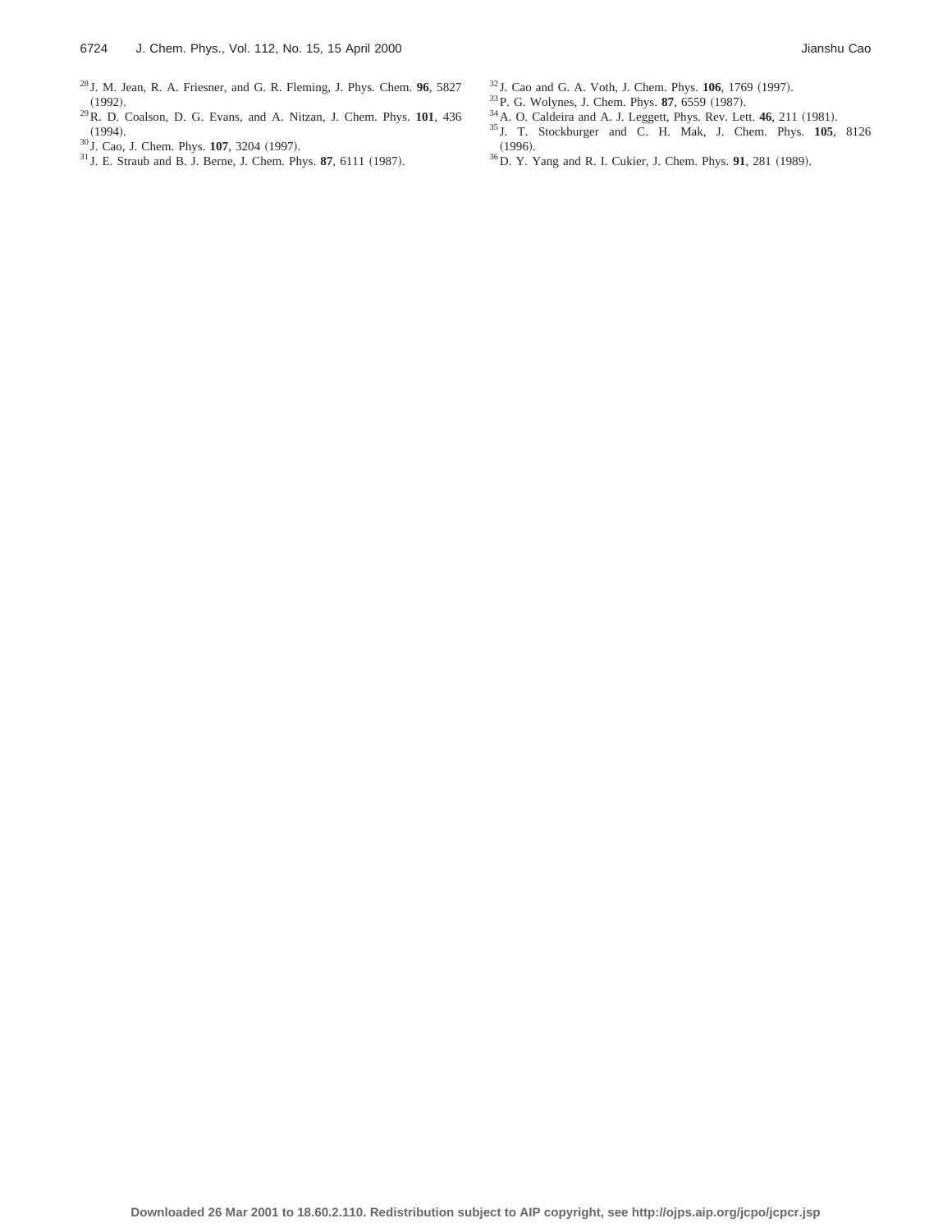[28] J. M. Jean, R. A. Friesner, and G. R. Fleming, J. Phys. Chem. **96**, 5827 (1992).

[29] R. D. Coalson, D. G. Evans, and A. Nitzan, J. Chem. Phys. **101**, 436 (1994).

[30] J. Cao, J. Chem. Phys. **107**, 3204 (1997).

[31] J. E. Straub and B. J. Berne, J. Chem. Phys. **87**, 6111 (1987).

[32] J. Cao and G. A. Voth, J. Chem. Phys. **106**, 1769 (1997).

[33] P. G. Wolynes, J. Chem. Phys. **87**, 6559 (1987).

[34] A. O. Caldeira and A. J. Leggett, Phys. Rev. Lett. **46**, 211 (1981).

[35] J. T. Stockburger and C. H. Mak, J. Chem. Phys. **105**, 8126 (1996).

[36] D. Y. Yang and R. I. Cukier, J. Chem. Phys. **91**, 281 (1989).

Downloaded 26 Mar 2001 to 18.60.2.110. Redistribution subject to AIP copyright, see http://ojps.aip.org/jcpo/jcpcr.jsp